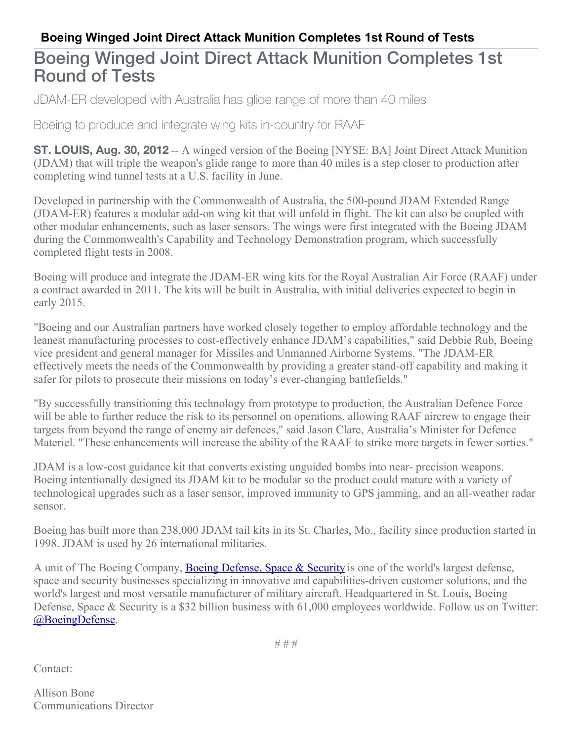# Boeing Winged Joint Direct Attack Munition Completes 1st Round of Tests

## Boeing Winged Joint Direct Attack Munition Completes 1st Round of Tests

JDAM-ER developed with Australia has glide range of more than 40 miles

Boeing to produce and integrate wing kits in-country for RAAF

**ST. LOUIS, Aug. 30, 2012** -- A winged version of the Boeing [NYSE: BA] Joint Direct Attack Munition (JDAM) that will triple the weapon's glide range to more than 40 miles is a step closer to production after completing wind tunnel tests at a U.S. facility in June.

Developed in partnership with the Commonwealth of Australia, the 500-pound JDAM Extended Range (JDAM-ER) features a modular add-on wing kit that will unfold in flight. The kit can also be coupled with other modular enhancements, such as laser sensors. The wings were first integrated with the Boeing JDAM during the Commonwealth's Capability and Technology Demonstration program, which successfully completed flight tests in 2008.

Boeing will produce and integrate the JDAM-ER wing kits for the Royal Australian Air Force (RAAF) under a contract awarded in 2011. The kits will be built in Australia, with initial deliveries expected to begin in early 2015.

"Boeing and our Australian partners have worked closely together to employ affordable technology and the leanest manufacturing processes to cost-effectively enhance JDAM's capabilities," said Debbie Rub, Boeing vice president and general manager for Missiles and Unmanned Airborne Systems. "The JDAM-ER effectively meets the needs of the Commonwealth by providing a greater stand-off capability and making it safer for pilots to prosecute their missions on today's ever-changing battlefields."

"By successfully transitioning this technology from prototype to production, the Australian Defence Force will be able to further reduce the risk to its personnel on operations, allowing RAAF aircrew to engage their targets from beyond the range of enemy air defences," said Jason Clare, Australia's Minister for Defence Materiel. "These enhancements will increase the ability of the RAAF to strike more targets in fewer sorties."

JDAM is a low-cost guidance kit that converts existing unguided bombs into near- precision weapons. Boeing intentionally designed its JDAM kit to be modular so the product could mature with a variety of technological upgrades such as a laser sensor, improved immunity to GPS jamming, and an all-weather radar sensor.

Boeing has built more than 238,000 JDAM tail kits in its St. Charles, Mo., facility since production started in 1998. JDAM is used by 26 international militaries.

A unit of The Boeing Company, Boeing Defense, Space & Security is one of the world's largest defense, space and security businesses specializing in innovative and capabilities-driven customer solutions, and the world's largest and most versatile manufacturer of military aircraft. Headquartered in St. Louis, Boeing Defense, Space & Security is a $32 billion business with 61,000 employees worldwide. Follow us on Twitter: @BoeingDefense.

# # #

Contact:

Allison Bone
Communications Director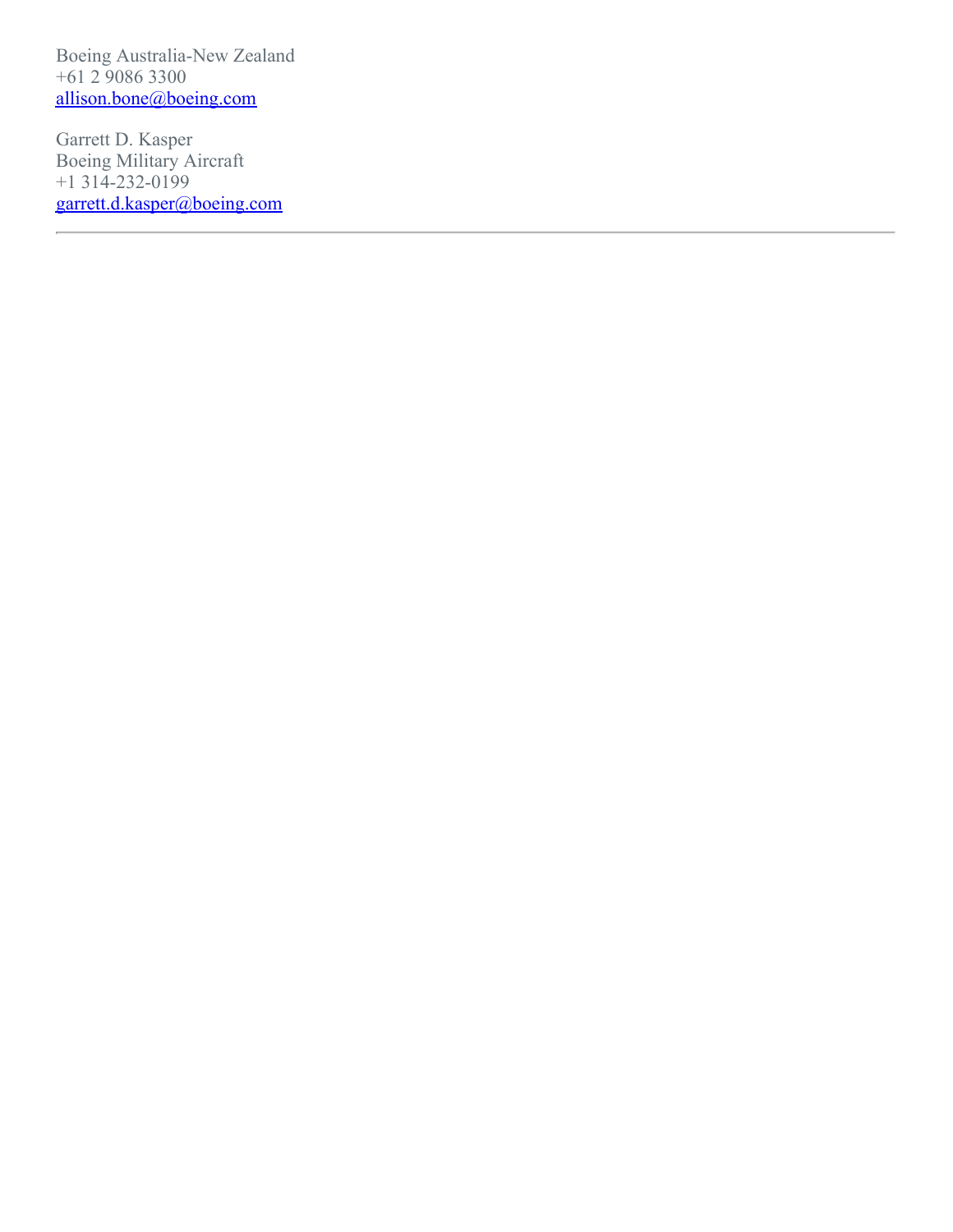Boeing Australia-New Zealand
+61 2 9086 3300
allison.bone@boeing.com

Garrett D. Kasper
Boeing Military Aircraft
+1 314-232-0199
garrett.d.kasper@boeing.com

---